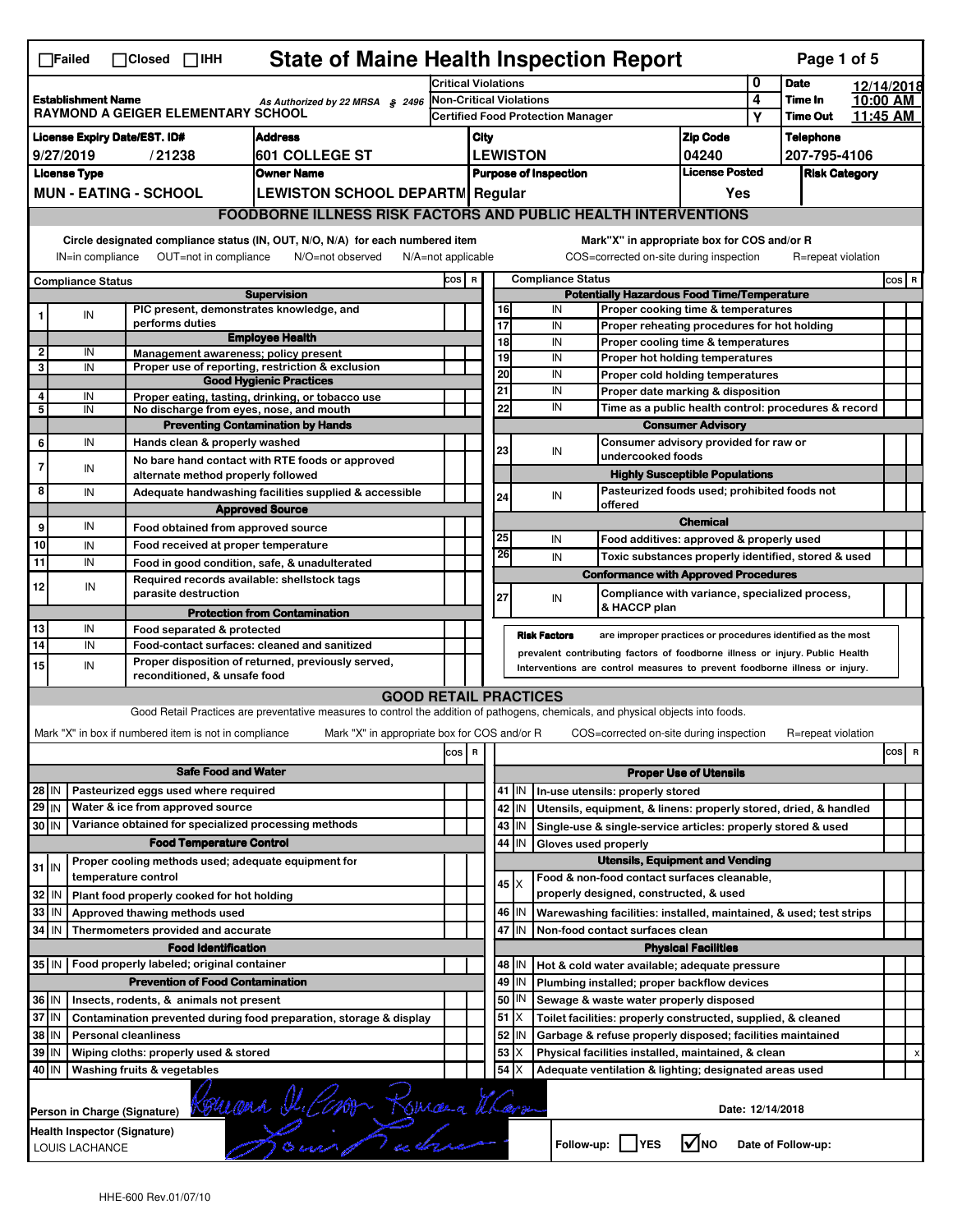☐Failed ☐Closed ☐IHH

# State of Maine Health Inspection Report

| Establishment Name | As Authorized by 22 MRSA § 2496 | Critical Violations | 0 | Date | 12/14/2018 |
|---|---|---|---|---|---|
| RAYMOND A GEIGER ELEMENTARY SCHOOL | | Non-Critical Violations | 4 | Time In | 10:00 AM |
| | | Certified Food Protection Manager | Y | Time Out | 11:45 AM |

| License Expiry Date/EST. ID# | Address | City | Zip Code | Telephone |
|---|---|---|---|---|
| 9/27/2019 / 21238 | 601 COLLEGE ST | LEWISTON | 04240 | 207-795-4106 |

| License Type | Owner Name | Purpose of Inspection | License Posted | Risk Category |
|---|---|---|---|---|
| MUN - EATING - SCHOOL | LEWISTON SCHOOL DEPARTM | Regular | Yes | |

## FOODBORNE ILLNESS RISK FACTORS AND PUBLIC HEALTH INTERVENTIONS

Circle designated compliance status (IN, OUT, N/O, N/A) for each numbered item. IN=in compliance OUT=not in compliance N/O=not observed N/A=not applicable

Mark "X" in appropriate box for COS and/or R. COS=corrected on-site during inspection R=repeat violation

| # | Compliance Status | Item | COS | R |
|---|---|---|---|---|
| | | **Supervision** | | |
| 1 | IN | PIC present, demonstrates knowledge, and performs duties | | |
| | | **Employee Health** | | |
| 2 | IN | Management awareness; policy present | | |
| 3 | IN | Proper use of reporting, restriction & exclusion | | |
| | | **Good Hygienic Practices** | | |
| 4 | IN | Proper eating, tasting, drinking, or tobacco use | | |
| 5 | IN | No discharge from eyes, nose, and mouth | | |
| | | **Preventing Contamination by Hands** | | |
| 6 | IN | Hands clean & properly washed | | |
| 7 | IN | No bare hand contact with RTE foods or approved alternate method properly followed | | |
| 8 | IN | Adequate handwashing facilities supplied & accessible | | |
| | | **Approved Source** | | |
| 9 | IN | Food obtained from approved source | | |
| 10 | IN | Food received at proper temperature | | |
| 11 | IN | Food in good condition, safe, & unadulterated | | |
| 12 | IN | Required records available: shellstock tags parasite destruction | | |
| | | **Protection from Contamination** | | |
| 13 | IN | Food separated & protected | | |
| 14 | IN | Food-contact surfaces: cleaned and sanitized | | |
| 15 | IN | Proper disposition of returned, previously served, reconditioned, & unsafe food | | |
| | | **Potentially Hazardous Food Time/Temperature** | | |
| 16 | IN | Proper cooking time & temperatures | | |
| 17 | IN | Proper reheating procedures for hot holding | | |
| 18 | IN | Proper cooling time & temperatures | | |
| 19 | IN | Proper hot holding temperatures | | |
| 20 | IN | Proper cold holding temperatures | | |
| 21 | IN | Proper date marking & disposition | | |
| 22 | IN | Time as a public health control: procedures & record | | |
| | | **Consumer Advisory** | | |
| 23 | IN | Consumer advisory provided for raw or undercooked foods | | |
| | | **Highly Susceptible Populations** | | |
| 24 | IN | Pasteurized foods used; prohibited foods not offered | | |
| | | **Chemical** | | |
| 25 | IN | Food additives: approved & properly used | | |
| 26 | IN | Toxic substances properly identified, stored & used | | |
| | | **Conformance with Approved Procedures** | | |
| 27 | IN | Compliance with variance, specialized process, & HACCP plan | | |

**Risk Factors** are improper practices or procedures identified as the most prevalent contributing factors of foodborne illness or injury. Public Health Interventions are control measures to prevent foodborne illness or injury.

## GOOD RETAIL PRACTICES

Good Retail Practices are preventative measures to control the addition of pathogens, chemicals, and physical objects into foods.

Mark "X" in box if numbered item is not in compliance. Mark "X" in appropriate box for COS and/or R. COS=corrected on-site during inspection R=repeat violation

| # | Status | Item | COS | R |
|---|---|---|---|---|
| | | **Safe Food and Water** | | |
| 28 | IN | Pasteurized eggs used where required | | |
| 29 | IN | Water & ice from approved source | | |
| 30 | IN | Variance obtained for specialized processing methods | | |
| | | **Food Temperature Control** | | |
| 31 | IN | Proper cooling methods used; adequate equipment for temperature control | | |
| 32 | IN | Plant food properly cooked for hot holding | | |
| 33 | IN | Approved thawing methods used | | |
| 34 | IN | Thermometers provided and accurate | | |
| | | **Food Identification** | | |
| 35 | IN | Food properly labeled; original container | | |
| | | **Prevention of Food Contamination** | | |
| 36 | IN | Insects, rodents, & animals not present | | |
| 37 | IN | Contamination prevented during food preparation, storage & display | | |
| 38 | IN | Personal cleanliness | | |
| 39 | IN | Wiping cloths: properly used & stored | | |
| 40 | IN | Washing fruits & vegetables | | |
| | | **Proper Use of Utensils** | | |
| 41 | IN | In-use utensils: properly stored | | |
| 42 | IN | Utensils, equipment, & linens: properly stored, dried, & handled | | |
| 43 | IN | Single-use & single-service articles: properly stored & used | | |
| 44 | IN | Gloves used properly | | |
| | | **Utensils, Equipment and Vending** | | |
| 45 | X | Food & non-food contact surfaces cleanable, properly designed, constructed, & used | | |
| 46 | IN | Warewashing facilities: installed, maintained, & used; test strips | | |
| 47 | IN | Non-food contact surfaces clean | | |
| | | **Physical Facilities** | | |
| 48 | IN | Hot & cold water available; adequate pressure | | |
| 49 | IN | Plumbing installed; proper backflow devices | | |
| 50 | IN | Sewage & waste water properly disposed | | |
| 51 | X | Toilet facilities: properly constructed, supplied, & cleaned | | |
| 52 | IN | Garbage & refuse properly disposed; facilities maintained | | |
| 53 | X | Physical facilities installed, maintained, & clean | | x |
| 54 | X | Adequate ventilation & lighting; designated areas used | | |

Person in Charge (Signature): [signature] Date: 12/14/2018

Health Inspector (Signature): LOUIS LACHANCE [signature]

Follow-up: ☐ YES ☑ NO Date of Follow-up:

HHE-600 Rev.01/07/10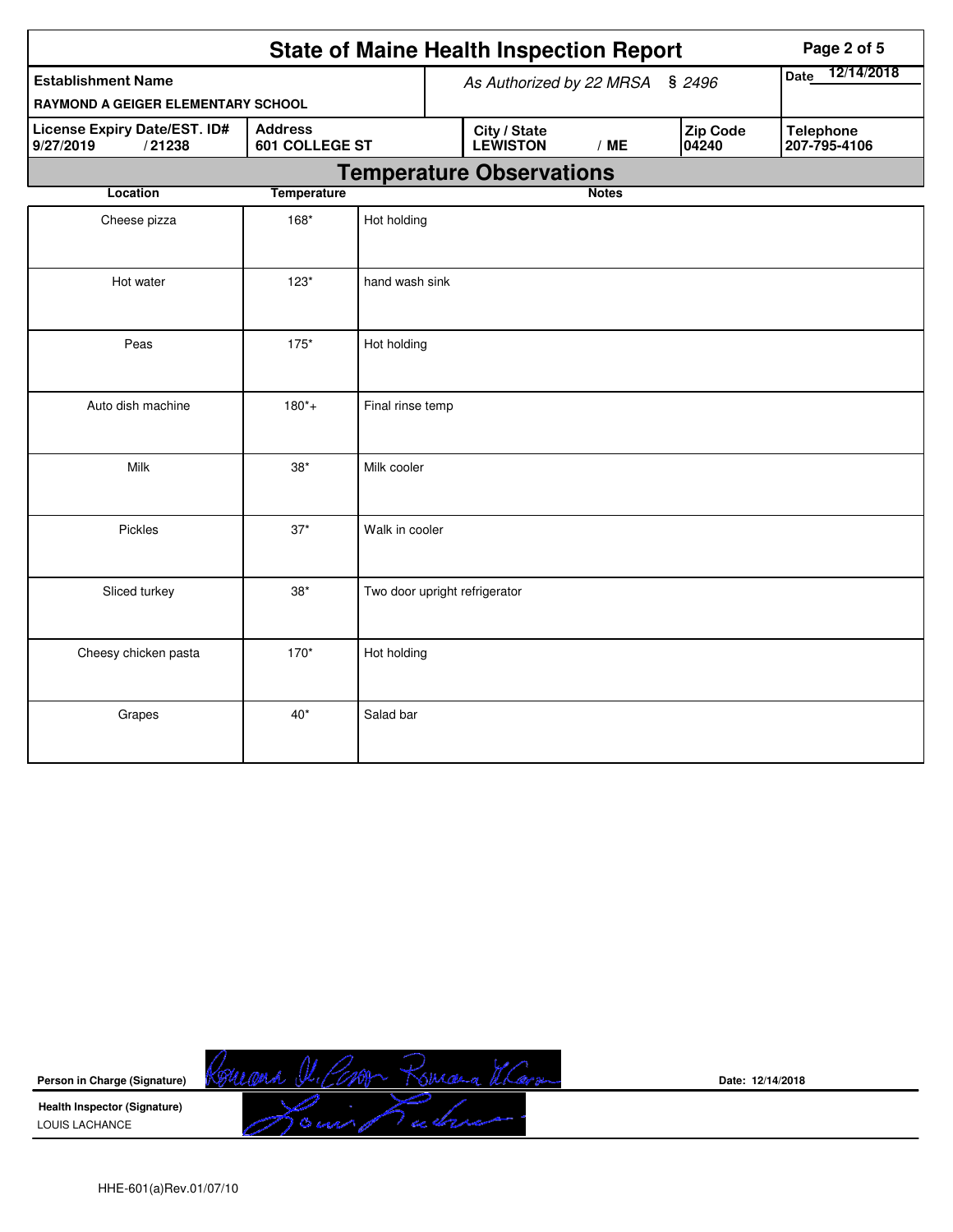# State of Maine Health Inspection Report

| Establishment Name | As Authorized by 22 MRSA § 2496 | | | Date 12/14/2018 |
|---|---|---|---|---|
| RAYMOND A GEIGER ELEMENTARY SCHOOL | | | | |
| **License Expiry Date/EST. ID#** 9/27/2019 / 21238 | **Address** 601 COLLEGE ST | **City / State** LEWISTON / ME | **Zip Code** 04240 | **Telephone** 207-795-4106 |

## Temperature Observations

| Location | Temperature | Notes |
|---|---|---|
| Cheese pizza | 168* | Hot holding |
| Hot water | 123* | hand wash sink |
| Peas | 175* | Hot holding |
| Auto dish machine | 180*+ | Final rinse temp |
| Milk | 38* | Milk cooler |
| Pickles | 37* | Walk in cooler |
| Sliced turkey | 38* | Two door upright refrigerator |
| Cheesy chicken pasta | 170* | Hot holding |
| Grapes | 40* | Salad bar |

**Person in Charge (Signature)** Date: 12/14/2018

**Health Inspector (Signature)**
LOUIS LACHANCE

HHE-601(a)Rev.01/07/10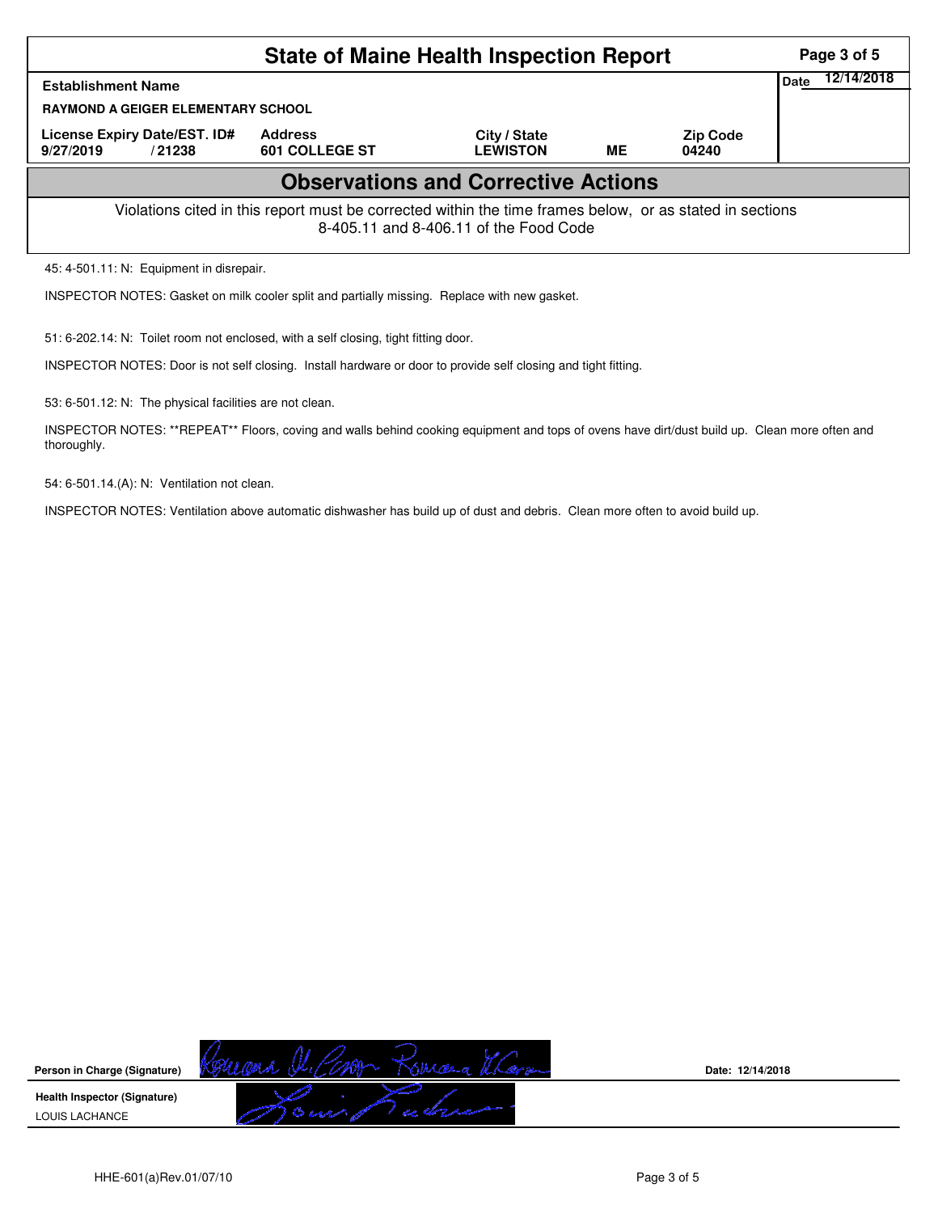# State of Maine Health Inspection Report

| Establishment Name | | | | | Date 12/14/2018 |
|---|---|---|---|---|---|
| RAYMOND A GEIGER ELEMENTARY SCHOOL | | | | | |
| License Expiry Date/EST. ID# | Address | City / State | | Zip Code | |
| 9/27/2019 / 21238 | 601 COLLEGE ST | LEWISTON | ME | 04240 | |

## Observations and Corrective Actions

Violations cited in this report must be corrected within the time frames below, or as stated in sections 8-405.11 and 8-406.11 of the Food Code

45: 4-501.11: N: Equipment in disrepair.

INSPECTOR NOTES: Gasket on milk cooler split and partially missing. Replace with new gasket.

51: 6-202.14: N: Toilet room not enclosed, with a self closing, tight fitting door.

INSPECTOR NOTES: Door is not self closing. Install hardware or door to provide self closing and tight fitting.

53: 6-501.12: N: The physical facilities are not clean.

INSPECTOR NOTES: **REPEAT** Floors, coving and walls behind cooking equipment and tops of ovens have dirt/dust build up. Clean more often and thoroughly.

54: 6-501.14.(A): N: Ventilation not clean.

INSPECTOR NOTES: Ventilation above automatic dishwasher has build up of dust and debris. Clean more often to avoid build up.

**Person in Charge (Signature)** [signature] Date: 12/14/2018

**Health Inspector (Signature)** [signature]

LOUIS LACHANCE

HHE-601(a)Rev.01/07/10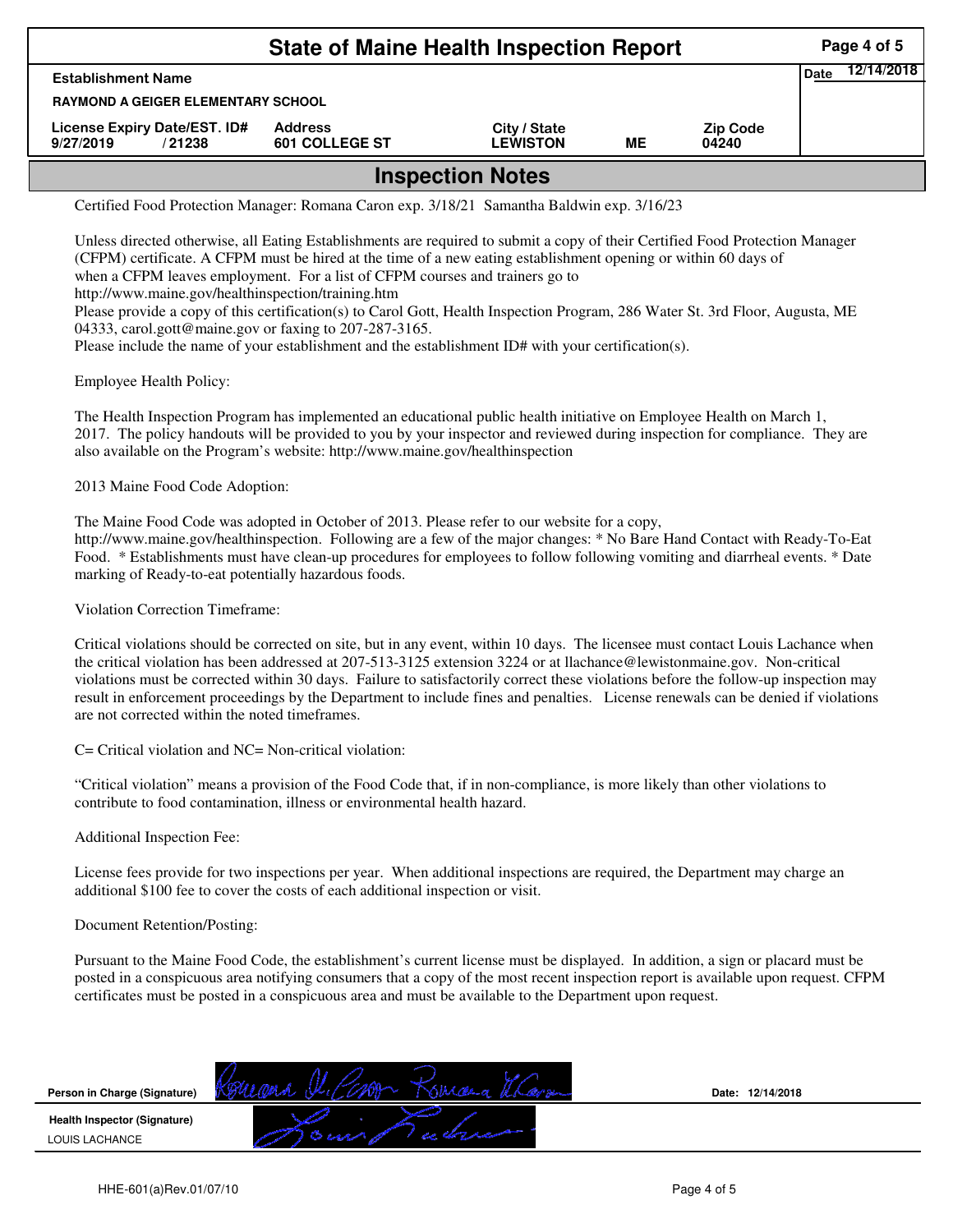# State of Maine Health Inspection Report

| Establishment Name | | | | | Date 12/14/2018 |
|---|---|---|---|---|---|
| RAYMOND A GEIGER ELEMENTARY SCHOOL | | | | | |
| License Expiry Date/EST. ID# | Address | City / State | | Zip Code | |
| 9/27/2019 / 21238 | 601 COLLEGE ST | LEWISTON | ME | 04240 | |

## Inspection Notes

Certified Food Protection Manager: Romana Caron exp. 3/18/21 Samantha Baldwin exp. 3/16/23

Unless directed otherwise, all Eating Establishments are required to submit a copy of their Certified Food Protection Manager (CFPM) certificate. A CFPM must be hired at the time of a new eating establishment opening or within 60 days of when a CFPM leaves employment. For a list of CFPM courses and trainers go to http://www.maine.gov/healthinspection/training.htm
Please provide a copy of this certification(s) to Carol Gott, Health Inspection Program, 286 Water St. 3rd Floor, Augusta, ME 04333, carol.gott@maine.gov or faxing to 207-287-3165.
Please include the name of your establishment and the establishment ID# with your certification(s).

Employee Health Policy:

The Health Inspection Program has implemented an educational public health initiative on Employee Health on March 1, 2017. The policy handouts will be provided to you by your inspector and reviewed during inspection for compliance. They are also available on the Program's website: http://www.maine.gov/healthinspection

2013 Maine Food Code Adoption:

The Maine Food Code was adopted in October of 2013. Please refer to our website for a copy, http://www.maine.gov/healthinspection. Following are a few of the major changes: * No Bare Hand Contact with Ready-To-Eat Food. * Establishments must have clean-up procedures for employees to follow following vomiting and diarrheal events. * Date marking of Ready-to-eat potentially hazardous foods.

Violation Correction Timeframe:

Critical violations should be corrected on site, but in any event, within 10 days. The licensee must contact Louis Lachance when the critical violation has been addressed at 207-513-3125 extension 3224 or at llachance@lewistonmaine.gov. Non-critical violations must be corrected within 30 days. Failure to satisfactorily correct these violations before the follow-up inspection may result in enforcement proceedings by the Department to include fines and penalties. License renewals can be denied if violations are not corrected within the noted timeframes.

C= Critical violation and NC= Non-critical violation:

"Critical violation" means a provision of the Food Code that, if in non-compliance, is more likely than other violations to contribute to food contamination, illness or environmental health hazard.

Additional Inspection Fee:

License fees provide for two inspections per year. When additional inspections are required, the Department may charge an additional $100 fee to cover the costs of each additional inspection or visit.

Document Retention/Posting:

Pursuant to the Maine Food Code, the establishment's current license must be displayed. In addition, a sign or placard must be posted in a conspicuous area notifying consumers that a copy of the most recent inspection report is available upon request. CFPM certificates must be posted in a conspicuous area and must be available to the Department upon request.

| | | |
|---|---|---|
| Person in Charge (Signature) | [signature] | Date: 12/14/2018 |
| Health Inspector (Signature) LOUIS LACHANCE | [signature] | |

HHE-601(a)Rev.01/07/10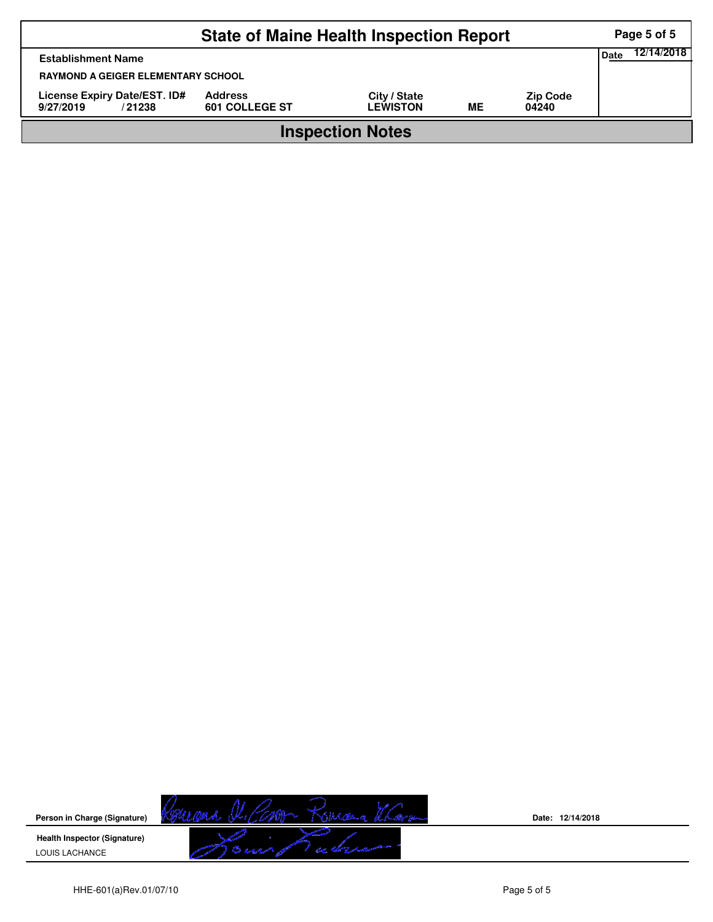# State of Maine Health Inspection Report

| Establishment Name | | | | | Date 12/14/2018 |
|---|---|---|---|---|---|
| RAYMOND A GEIGER ELEMENTARY SCHOOL | | | | | |
| License Expiry Date/EST. ID# | Address | City / State | | Zip Code | |
| 9/27/2019 / 21238 | 601 COLLEGE ST | LEWISTON | ME | 04240 | |

## Inspection Notes

**Person in Charge (Signature)**

Date: 12/14/2018

**Health Inspector (Signature)**

LOUIS LACHANCE

HHE-601(a)Rev.01/07/10